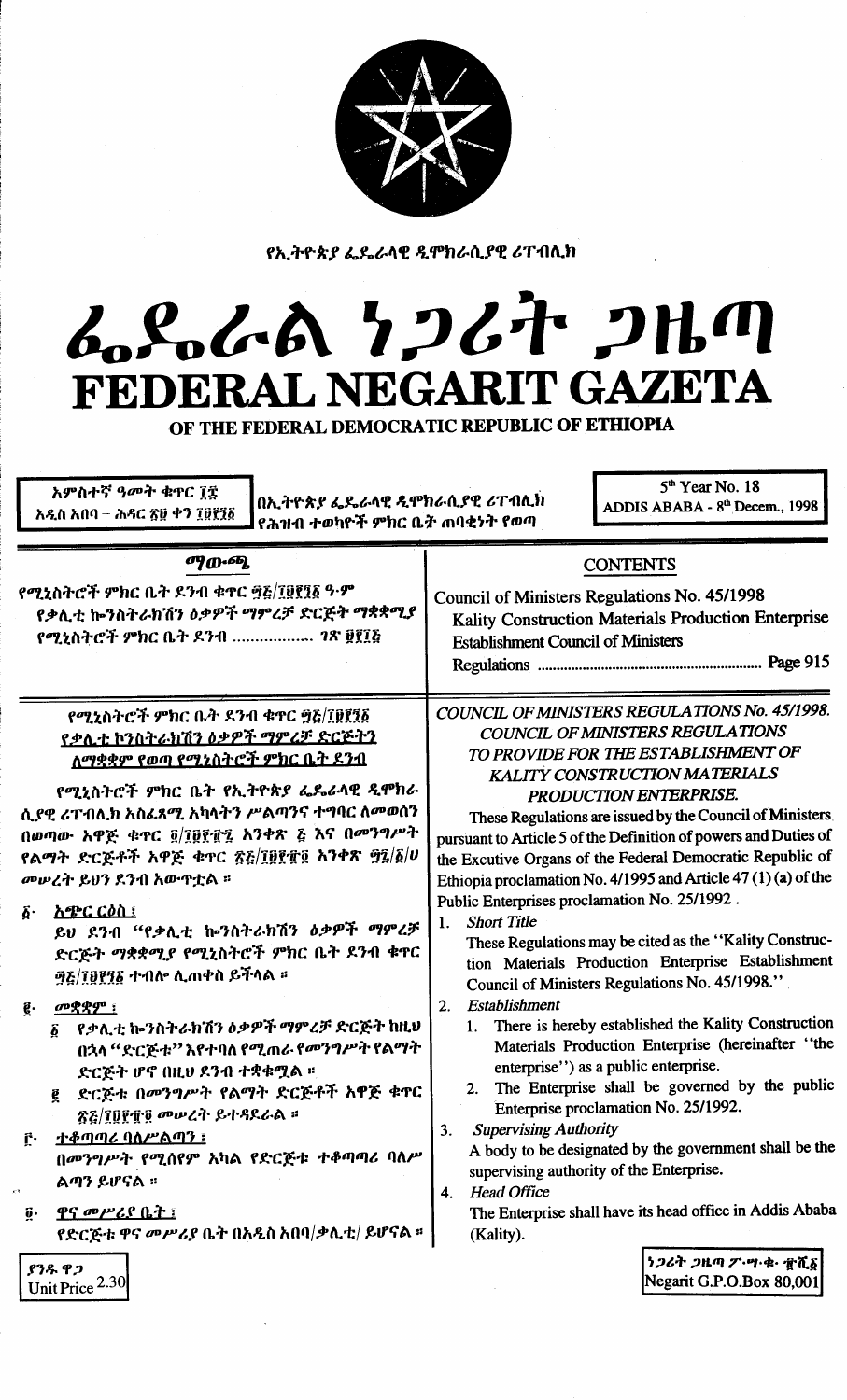የኢትዮጵያ ፌዴራላዊ ዲሞክራሲያዊ ሪፐብሊክ

# ፌዴራል ነጋሪት ጋዜጣ
# FEDERAL NEGARIT GAZETA
## OF THE FEDERAL DEMOCRATIC REPUBLIC OF ETHIOPIA

አምስተኛ ዓመት ቁጥር ፲፰
አዲስ አበባ – ሕዳር ፳፱ ቀን ፲፱፻፺፩

በኢትዮጵያ ፌዴራላዊ ዲሞክራሲያዊ ሪፐብሊክ የሕዝብ ተወካዮች ምክር ቤት ጠባቂነት የወጣ

5th Year No. 18
ADDIS ABABA - 8th Decem., 1998

## ማውጫ

የሚኒስትሮች ምክር ቤት ደንብ ቁጥር ፵፭/፲፱፻፺፩ ዓ·ም
የቃሊቲ ኰንስትራክሽን ዕቃዎች ማምረቻ ድርጅት ማቋቋሚያ የሚኒስትሮች ምክር ቤት ደንብ ................. ገጽ ፱፻፲፭

## CONTENTS

Council of Ministers Regulations No. 45/1998
Kality Construction Materials Production Enterprise Establishment Council of Ministers Regulations ........................................ Page 915

### የሚኒስትሮች ምክር ቤት ደንብ ቁጥር ፵፭/፲፱፻፺፩
### የቃሊቲ ኮንስትራክሽን ዕቃዎች ማምረቻ ድርጅትን ለማቋቋም የወጣ የሚኒስትሮች ምክር ቤት ደንብ

የሚኒስትሮች ምክር ቤት የኢትዮጵያ ፌዴራላዊ ዲሞክራሲያዊ ሪፐብሊክ አስፈጻሚ አካላትን ሥልጣንና ተግባር ለመወሰን በወጣው አዋጅ ቁጥር ፬/፲፱፻፹፯ አንቀጽ ፭ እና በመንግሥት የልማት ድርጅቶች አዋጅ ቁጥር ፳፭/፲፱፻፹፬ አንቀጽ ፵፯/፩/ሀ መሠረት ይህን ደንብ አውጥቷል ።

፩· **አጭር ርዕስ፣**
ይህ ደንብ "የቃሊቲ ኰንስትራክሽን ዕቃዎች ማምረቻ ድርጅት ማቋቋሚያ የሚኒስትሮች ምክር ቤት ደንብ ቁጥር ፵፭/፲፱፻፺፩" ተብሎ ሊጠቀስ ይችላል ።

፪· **መቋቋም፣**
፩ የቃሊቲ ኰንስትራክሽን ዕቃዎች ማምረቻ ድርጅት ከዚህ በኋላ "ድርጅቱ" እየተባለ የሚጠራ የመንግሥት የልማት ድርጅት ሆኖ በዚህ ደንብ ተቋቁሟል ።
፪ ድርጅቱ በመንግሥት የልማት ድርጅቶች አዋጅ ቁጥር ፳፭/፲፱፻፹፬ መሠረት ይተዳደራል ።

፫· **ተቆጣጣሪ ባለሥልጣን፣**
በመንግሥት የሚሰየም አካል የድርጅቱ ተቆጣጣሪ ባለሥልጣን ይሆናል ።

፬· **ዋና መሥሪያ ቤት፣**
የድርጅቱ ዋና መሥሪያ ቤት በአዲስ አበባ/ቃሊቲ/ ይሆናል ።

### *COUNCIL OF MINISTERS REGULATIONS No. 45/1998.*
### *COUNCIL OF MINISTERS REGULATIONS TO PROVIDE FOR THE ESTABLISHMENT OF KALITY CONSTRUCTION MATERIALS PRODUCTION ENTERPRISE.*

These Regulations are issued by the Council of Ministers pursuant to Article 5 of the Definition of powers and Duties of the Excutive Organs of the Federal Democratic Republic of Ethiopia proclamation No. 4/1995 and Article 47 (1) (a) of the Public Enterprises proclamation No. 25/1992 .

1. *Short Title*
These Regulations may be cited as the "Kality Construction Materials Production Enterprise Establishment Council of Ministers Regulations No. 45/1998."

2. *Establishment*
   1. There is hereby established the Kality Construction Materials Production Enterprise (hereinafter "the enterprise") as a public enterprise.
   2. The Enterprise shall be governed by the public Enterprise proclamation No. 25/1992.

3. *Supervising Authority*
A body to be designated by the government shall be the supervising authority of the Enterprise.

4. *Head Office*
The Enterprise shall have its head office in Addis Ababa (Kality).

ያንዱ ዋጋ
Unit Price 2.30

ነጋሪት ጋዜጣ ፖ·ሣ·ቁ· ፹ሺ፩
Negarit G.P.O.Box 80,001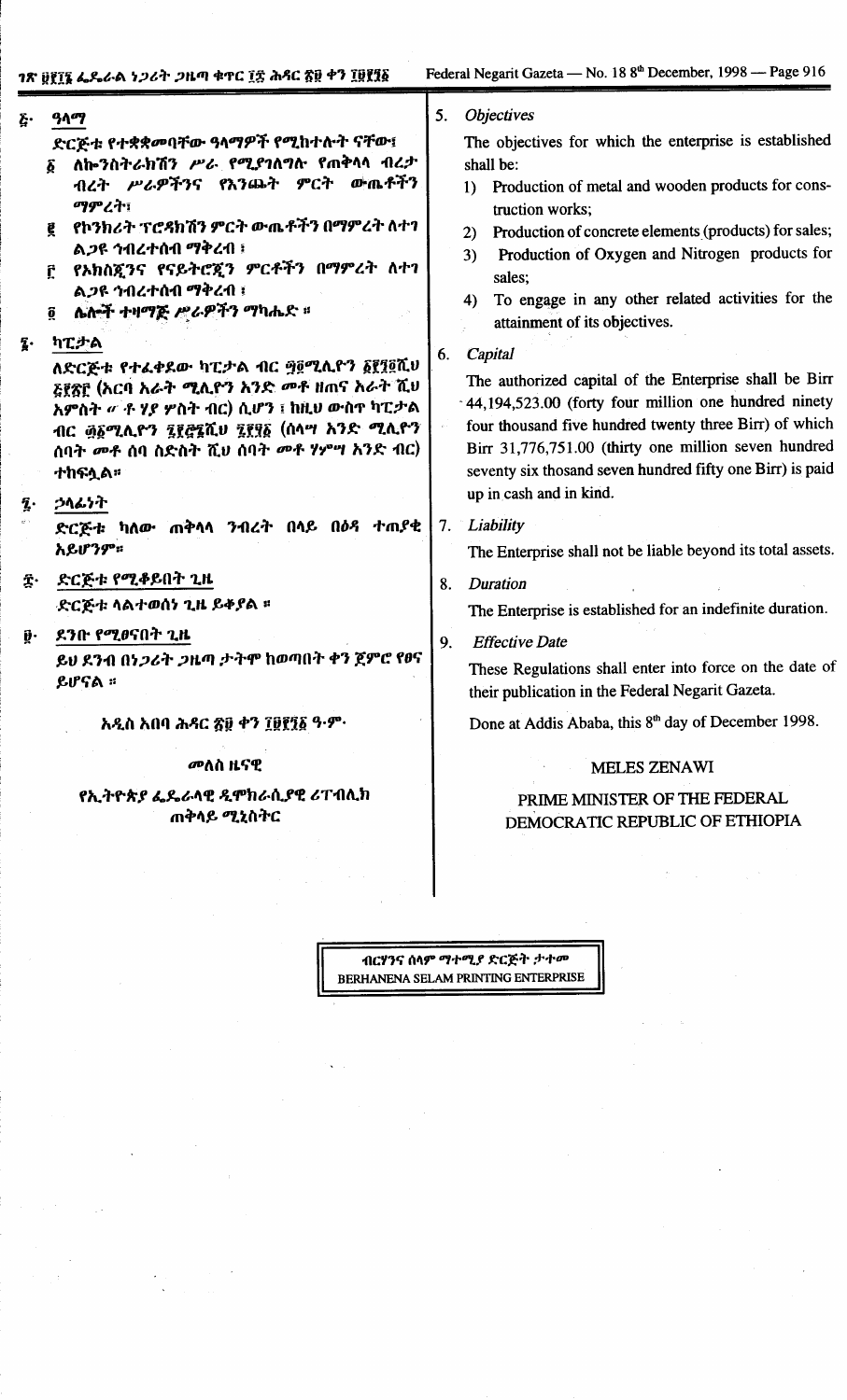፭· ዓላማ

ድርጅቱ የተቋቋመባቸው ዓላማዎች የሚከተሉት ናቸው፤

፩ ለኮንስትራክሽን ሥራ የሚያገለግሉ የጠቅላላ ብረታ ብረት ሥራዎችንና የእንጨት ምርት ውጤቶችን ማምረት፤

፪ የኮንክሪት ፕሮዳክሽን ምርት ውጤቶችን በማምረት ለተገልጋዩ ኅብረተሰብ ማቅረብ ፤

፫ የኦክስጂንና የናይትሮጂን ምርቶችን በማምረት ለተገልጋዩ ኅብረተሰብ ማቅረብ ፤

፬ ሌሎች ተዛማጅ ሥራዎችን ማካሔድ ።

፮· ካፒታል

ለድርጅቱ የተፈቀደው ካፒታል ብር ፵፬ሚሊዮን ፩፻፺፬ሺህ ፭፻፳፫ (አርባ አራት ሚሊዮን አንድ መቶ ዘጠና አራት ሺህ አምስት መቶ ሃያ ሦስት ብር) ሲሆን ፤ ከዚህ ውስጥ ካፒታል ብር ፴፩ሚሊዮን ፯፻፸፮ሺህ ፯፻፶፩ (ሰላሳ አንድ ሚሊዮን ሰባት መቶ ሰባ ስድስት ሺህ ሰባት መቶ ሃምሳ አንድ ብር) ተከፍሏል።

፯· ኃላፊነት

ድርጅቱ ካለው ጠቅላላ ንብረት በላይ በዕዳ ተጠያቂ አይሆንም።

፰· ድርጅቱ የሚቆይበት ጊዜ

ድርጅቱ ላልተወሰነ ጊዜ ይቆያል ።

፱· ደንቡ የሚፀናበት ጊዜ

ይህ ደንብ በነጋሪት ጋዜጣ ታትሞ ከወጣበት ቀን ጀምሮ የፀና ይሆናል ።

አዲስ አበባ ሕዳር ፳፱ ቀን ፲፱፻፺፩ ዓ·ም·

መለስ ዜናዊ

የኢትዮጵያ ፌዴራላዊ ዲሞክራሲያዊ ሪፐብሊክ ጠቅላይ ሚኒስትር

5. *Objectives*

The objectives for which the enterprise is established shall be:

1) Production of metal and wooden products for construction works;
2) Production of concrete elements (products) for sales;
3) Production of Oxygen and Nitrogen products for sales;
4) To engage in any other related activities for the attainment of its objectives.

6. *Capital*

The authorized capital of the Enterprise shall be Birr 44,194,523.00 (forty four million one hundred ninety four thousand five hundred twenty three Birr) of which Birr 31,776,751.00 (thirty one million seven hundred seventy six thosand seven hundred fifty one Birr) is paid up in cash and in kind.

7. *Liability*

The Enterprise shall not be liable beyond its total assets.

8. *Duration*

The Enterprise is established for an indefinite duration.

9. *Effective Date*

These Regulations shall enter into force on the date of their publication in the Federal Negarit Gazeta.

Done at Addis Ababa, this 8th day of December 1998.

MELES ZENAWI

PRIME MINISTER OF THE FEDERAL DEMOCRATIC REPUBLIC OF ETHIOPIA

ብርሃንና ሰላም ማተሚያ ድርጅት ታተመ
BERHANENA SELAM PRINTING ENTERPRISE